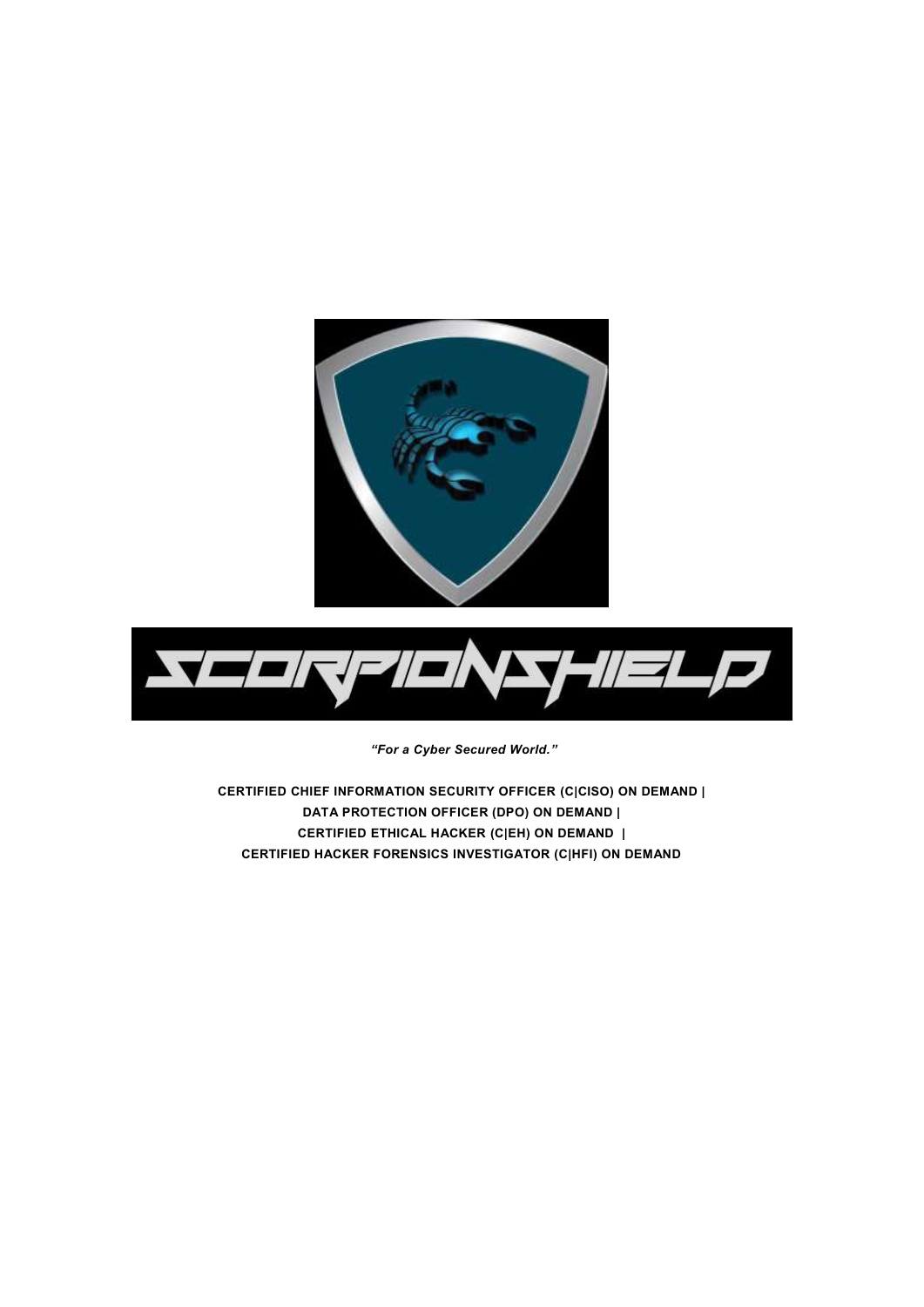# SCORPIONSHIELD

*"For a Cyber Secured World."*

**CERTIFIED CHIEF INFORMATION SECURITY OFFICER (C|CISO) ON DEMAND |**
**DATA PROTECTION OFFICER (DPO) ON DEMAND |**
**CERTIFIED ETHICAL HACKER (C|EH) ON DEMAND |**
**CERTIFIED HACKER FORENSICS INVESTIGATOR (C|HFI) ON DEMAND**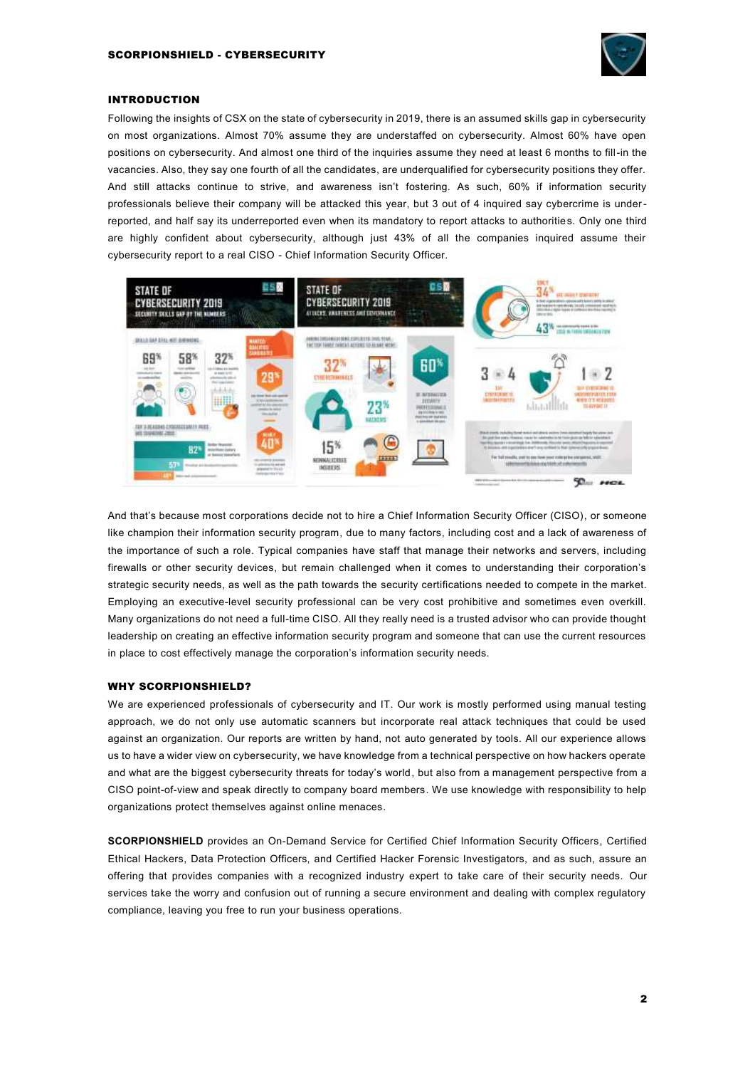## INTRODUCTION

Following the insights of CSX on the state of cybersecurity in 2019, there is an assumed skills gap in cybersecurity on most organizations. Almost 70% assume they are understaffed on cybersecurity. Almost 60% have open positions on cybersecurity. And almost one third of the inquiries assume they need at least 6 months to fill-in the vacancies. Also, they say one fourth of all the candidates, are underqualified for cybersecurity positions they offer. And still attacks continue to strive, and awareness isn't fostering. As such, 60% if information security professionals believe their company will be attacked this year, but 3 out of 4 inquired say cybercrime is under-reported, and half say its underreported even when its mandatory to report attacks to authorities. Only one third are highly confident about cybersecurity, although just 43% of all the companies inquired assume their cybersecurity report to a real CISO - Chief Information Security Officer.

And that's because most corporations decide not to hire a Chief Information Security Officer (CISO), or someone like champion their information security program, due to many factors, including cost and a lack of awareness of the importance of such a role. Typical companies have staff that manage their networks and servers, including firewalls or other security devices, but remain challenged when it comes to understanding their corporation's strategic security needs, as well as the path towards the security certifications needed to compete in the market. Employing an executive-level security professional can be very cost prohibitive and sometimes even overkill. Many organizations do not need a full-time CISO. All they really need is a trusted advisor who can provide thought leadership on creating an effective information security program and someone that can use the current resources in place to cost effectively manage the corporation's information security needs.

## WHY SCORPIONSHIELD?

We are experienced professionals of cybersecurity and IT. Our work is mostly performed using manual testing approach, we do not only use automatic scanners but incorporate real attack techniques that could be used against an organization. Our reports are written by hand, not auto generated by tools. All our experience allows us to have a wider view on cybersecurity, we have knowledge from a technical perspective on how hackers operate and what are the biggest cybersecurity threats for today's world, but also from a management perspective from a CISO point-of-view and speak directly to company board members. We use knowledge with responsibility to help organizations protect themselves against online menaces.

**SCORPIONSHIELD** provides an On-Demand Service for Certified Chief Information Security Officers, Certified Ethical Hackers, Data Protection Officers, and Certified Hacker Forensic Investigators, and as such, assure an offering that provides companies with a recognized industry expert to take care of their security needs. Our services take the worry and confusion out of running a secure environment and dealing with complex regulatory compliance, leaving you free to run your business operations.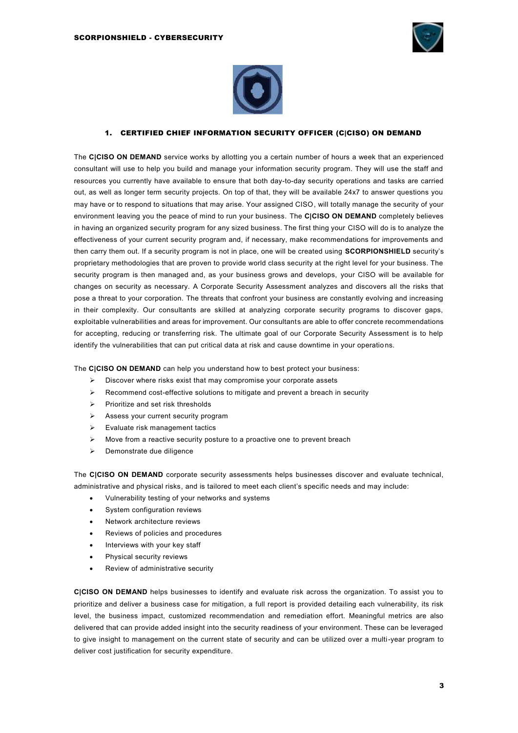## 1. CERTIFIED CHIEF INFORMATION SECURITY OFFICER (C|CISO) ON DEMAND

The **C|CISO ON DEMAND** service works by allotting you a certain number of hours a week that an experienced consultant will use to help you build and manage your information security program. They will use the staff and resources you currently have available to ensure that both day-to-day security operations and tasks are carried out, as well as longer term security projects. On top of that, they will be available 24x7 to answer questions you may have or to respond to situations that may arise. Your assigned CISO, will totally manage the security of your environment leaving you the peace of mind to run your business. The **C|CISO ON DEMAND** completely believes in having an organized security program for any sized business. The first thing your CISO will do is to analyze the effectiveness of your current security program and, if necessary, make recommendations for improvements and then carry them out. If a security program is not in place, one will be created using **SCORPIONSHIELD** security's proprietary methodologies that are proven to provide world class security at the right level for your business. The security program is then managed and, as your business grows and develops, your CISO will be available for changes on security as necessary. A Corporate Security Assessment analyzes and discovers all the risks that pose a threat to your corporation. The threats that confront your business are constantly evolving and increasing in their complexity. Our consultants are skilled at analyzing corporate security programs to discover gaps, exploitable vulnerabilities and areas for improvement. Our consultants are able to offer concrete recommendations for accepting, reducing or transferring risk. The ultimate goal of our Corporate Security Assessment is to help identify the vulnerabilities that can put critical data at risk and cause downtime in your operations.

The **C|CISO ON DEMAND** can help you understand how to best protect your business:

- Discover where risks exist that may compromise your corporate assets
- Recommend cost-effective solutions to mitigate and prevent a breach in security
- Prioritize and set risk thresholds
- Assess your current security program
- Evaluate risk management tactics
- Move from a reactive security posture to a proactive one to prevent breach
- Demonstrate due diligence

The **C|CISO ON DEMAND** corporate security assessments helps businesses discover and evaluate technical, administrative and physical risks, and is tailored to meet each client's specific needs and may include:

- Vulnerability testing of your networks and systems
- System configuration reviews
- Network architecture reviews
- Reviews of policies and procedures
- Interviews with your key staff
- Physical security reviews
- Review of administrative security

**C|CISO ON DEMAND** helps businesses to identify and evaluate risk across the organization. To assist you to prioritize and deliver a business case for mitigation, a full report is provided detailing each vulnerability, its risk level, the business impact, customized recommendation and remediation effort. Meaningful metrics are also delivered that can provide added insight into the security readiness of your environment. These can be leveraged to give insight to management on the current state of security and can be utilized over a multi-year program to deliver cost justification for security expenditure.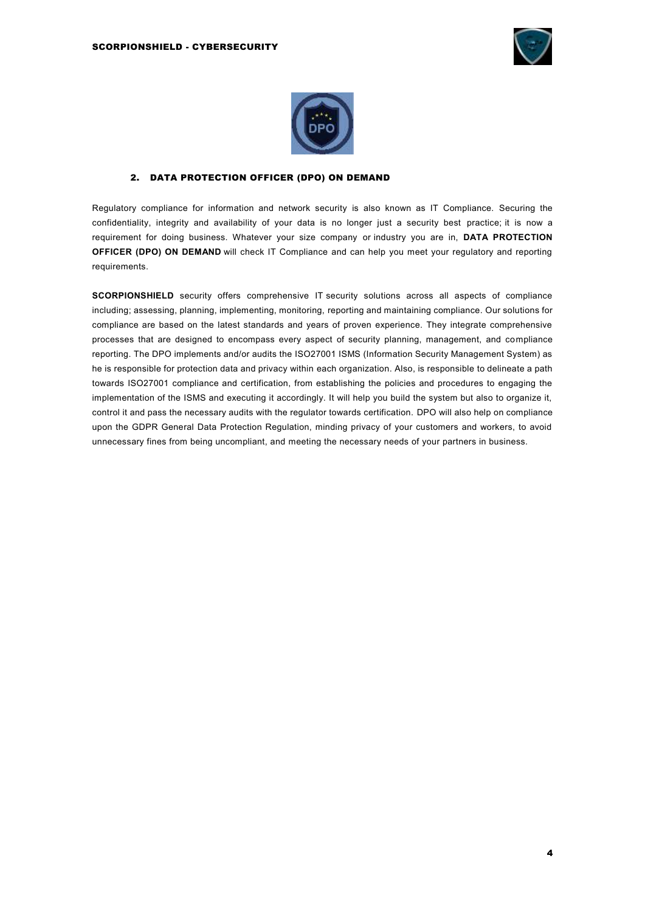## 2. DATA PROTECTION OFFICER (DPO) ON DEMAND

Regulatory compliance for information and network security is also known as IT Compliance. Securing the confidentiality, integrity and availability of your data is no longer just a security best practice; it is now a requirement for doing business. Whatever your size company or industry you are in, **DATA PROTECTION OFFICER (DPO) ON DEMAND** will check IT Compliance and can help you meet your regulatory and reporting requirements.

**SCORPIONSHIELD** security offers comprehensive IT security solutions across all aspects of compliance including; assessing, planning, implementing, monitoring, reporting and maintaining compliance. Our solutions for compliance are based on the latest standards and years of proven experience. They integrate comprehensive processes that are designed to encompass every aspect of security planning, management, and compliance reporting. The DPO implements and/or audits the ISO27001 ISMS (Information Security Management System) as he is responsible for protection data and privacy within each organization. Also, is responsible to delineate a path towards ISO27001 compliance and certification, from establishing the policies and procedures to engaging the implementation of the ISMS and executing it accordingly. It will help you build the system but also to organize it, control it and pass the necessary audits with the regulator towards certification. DPO will also help on compliance upon the GDPR General Data Protection Regulation, minding privacy of your customers and workers, to avoid unnecessary fines from being uncompliant, and meeting the necessary needs of your partners in business.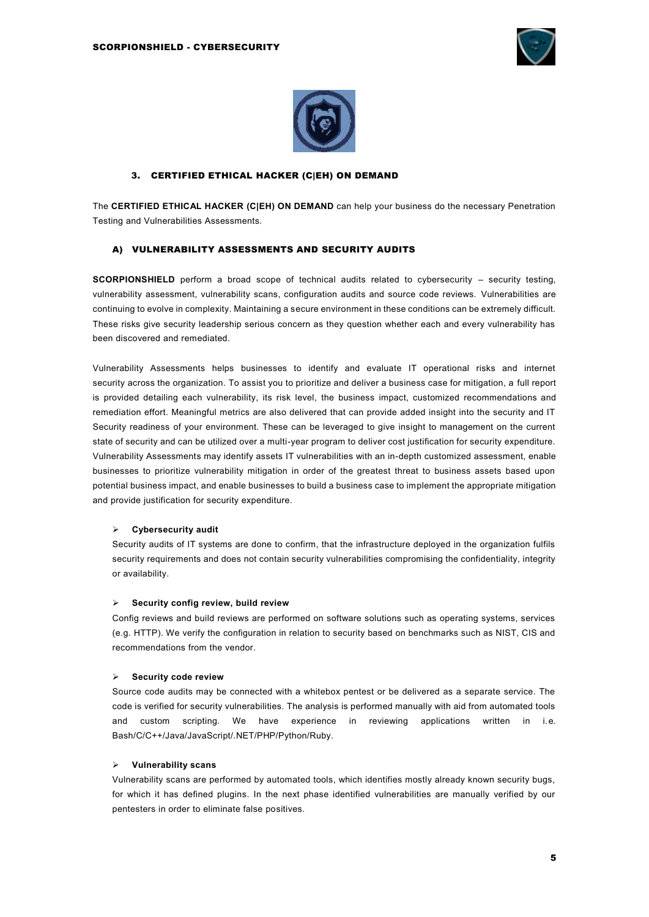### 3. CERTIFIED ETHICAL HACKER (C|EH) ON DEMAND

The **CERTIFIED ETHICAL HACKER (C|EH) ON DEMAND** can help your business do the necessary Penetration Testing and Vulnerabilities Assessments.

#### A) VULNERABILITY ASSESSMENTS AND SECURITY AUDITS

**SCORPIONSHIELD** perform a broad scope of technical audits related to cybersecurity – security testing, vulnerability assessment, vulnerability scans, configuration audits and source code reviews. Vulnerabilities are continuing to evolve in complexity. Maintaining a secure environment in these conditions can be extremely difficult. These risks give security leadership serious concern as they question whether each and every vulnerability has been discovered and remediated.

Vulnerability Assessments helps businesses to identify and evaluate IT operational risks and internet security across the organization. To assist you to prioritize and deliver a business case for mitigation, a full report is provided detailing each vulnerability, its risk level, the business impact, customized recommendations and remediation effort. Meaningful metrics are also delivered that can provide added insight into the security and IT Security readiness of your environment. These can be leveraged to give insight to management on the current state of security and can be utilized over a multi-year program to deliver cost justification for security expenditure. Vulnerability Assessments may identify assets IT vulnerabilities with an in-depth customized assessment, enable businesses to prioritize vulnerability mitigation in order of the greatest threat to business assets based upon potential business impact, and enable businesses to build a business case to implement the appropriate mitigation and provide justification for security expenditure.

- **Cybersecurity audit**

  Security audits of IT systems are done to confirm, that the infrastructure deployed in the organization fulfils security requirements and does not contain security vulnerabilities compromising the confidentiality, integrity or availability.

- **Security config review, build review**

  Config reviews and build reviews are performed on software solutions such as operating systems, services (e.g. HTTP). We verify the configuration in relation to security based on benchmarks such as NIST, CIS and recommendations from the vendor.

- **Security code review**

  Source code audits may be connected with a whitebox pentest or be delivered as a separate service. The code is verified for security vulnerabilities. The analysis is performed manually with aid from automated tools and custom scripting. We have experience in reviewing applications written in i.e. Bash/C/C++/Java/JavaScript/.NET/PHP/Python/Ruby.

- **Vulnerability scans**

  Vulnerability scans are performed by automated tools, which identifies mostly already known security bugs, for which it has defined plugins. In the next phase identified vulnerabilities are manually verified by our pentesters in order to eliminate false positives.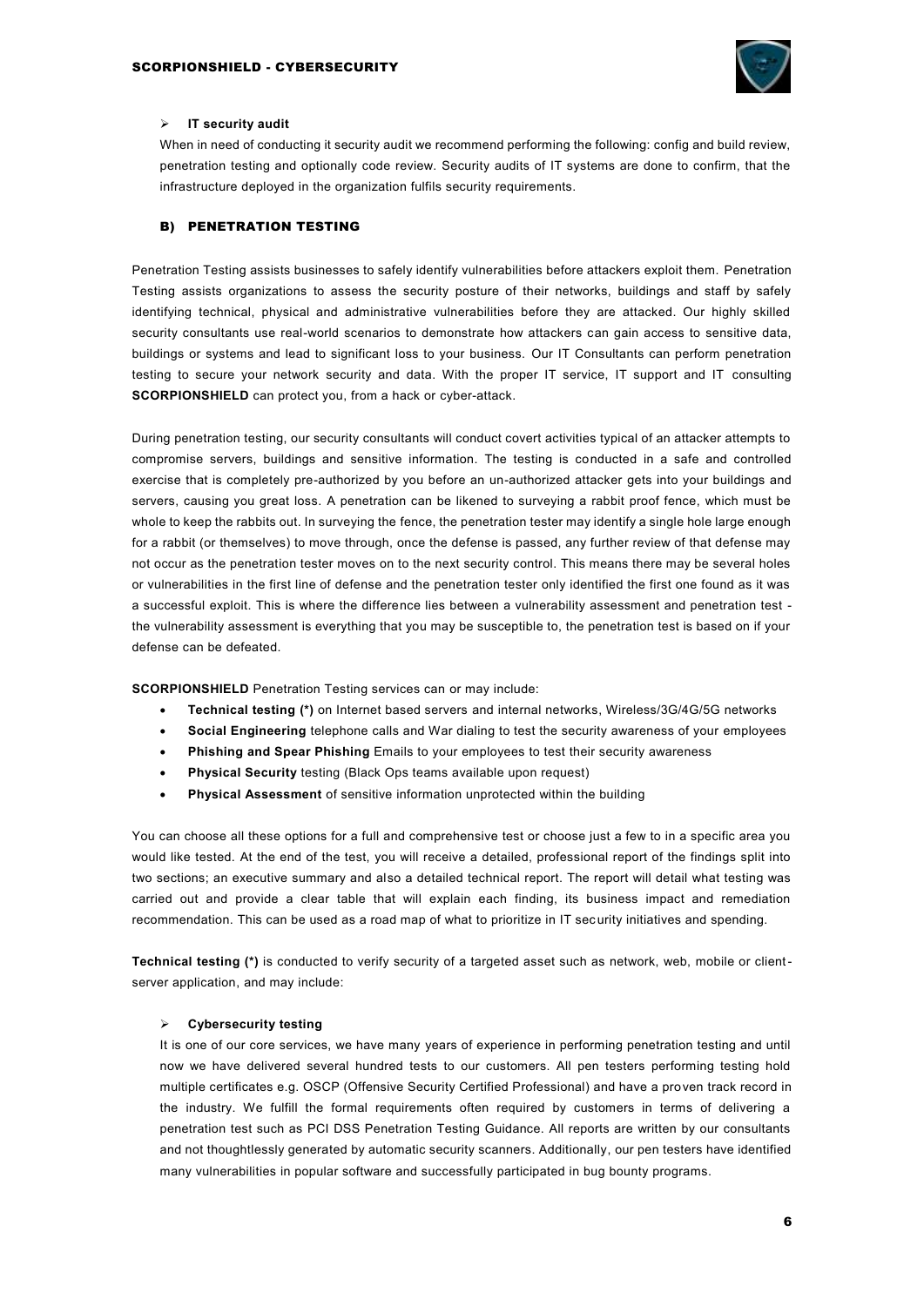- **IT security audit**

  When in need of conducting it security audit we recommend performing the following: config and build review, penetration testing and optionally code review. Security audits of IT systems are done to confirm, that the infrastructure deployed in the organization fulfils security requirements.

## B) PENETRATION TESTING

Penetration Testing assists businesses to safely identify vulnerabilities before attackers exploit them. Penetration Testing assists organizations to assess the security posture of their networks, buildings and staff by safely identifying technical, physical and administrative vulnerabilities before they are attacked. Our highly skilled security consultants use real-world scenarios to demonstrate how attackers can gain access to sensitive data, buildings or systems and lead to significant loss to your business. Our IT Consultants can perform penetration testing to secure your network security and data. With the proper IT service, IT support and IT consulting **SCORPIONSHIELD** can protect you, from a hack or cyber-attack.

During penetration testing, our security consultants will conduct covert activities typical of an attacker attempts to compromise servers, buildings and sensitive information. The testing is conducted in a safe and controlled exercise that is completely pre-authorized by you before an un-authorized attacker gets into your buildings and servers, causing you great loss. A penetration can be likened to surveying a rabbit proof fence, which must be whole to keep the rabbits out. In surveying the fence, the penetration tester may identify a single hole large enough for a rabbit (or themselves) to move through, once the defense is passed, any further review of that defense may not occur as the penetration tester moves on to the next security control. This means there may be several holes or vulnerabilities in the first line of defense and the penetration tester only identified the first one found as it was a successful exploit. This is where the difference lies between a vulnerability assessment and penetration test - the vulnerability assessment is everything that you may be susceptible to, the penetration test is based on if your defense can be defeated.

**SCORPIONSHIELD** Penetration Testing services can or may include:

- **Technical testing (*)** on Internet based servers and internal networks, Wireless/3G/4G/5G networks
- **Social Engineering** telephone calls and War dialing to test the security awareness of your employees
- **Phishing and Spear Phishing** Emails to your employees to test their security awareness
- **Physical Security** testing (Black Ops teams available upon request)
- **Physical Assessment** of sensitive information unprotected within the building

You can choose all these options for a full and comprehensive test or choose just a few to in a specific area you would like tested. At the end of the test, you will receive a detailed, professional report of the findings split into two sections; an executive summary and also a detailed technical report. The report will detail what testing was carried out and provide a clear table that will explain each finding, its business impact and remediation recommendation. This can be used as a road map of what to prioritize in IT security initiatives and spending.

**Technical testing (*)** is conducted to verify security of a targeted asset such as network, web, mobile or client-server application, and may include:

- **Cybersecurity testing**

  It is one of our core services, we have many years of experience in performing penetration testing and until now we have delivered several hundred tests to our customers. All pen testers performing testing hold multiple certificates e.g. OSCP (Offensive Security Certified Professional) and have a proven track record in the industry. We fulfill the formal requirements often required by customers in terms of delivering a penetration test such as PCI DSS Penetration Testing Guidance. All reports are written by our consultants and not thoughtlessly generated by automatic security scanners. Additionally, our pen testers have identified many vulnerabilities in popular software and successfully participated in bug bounty programs.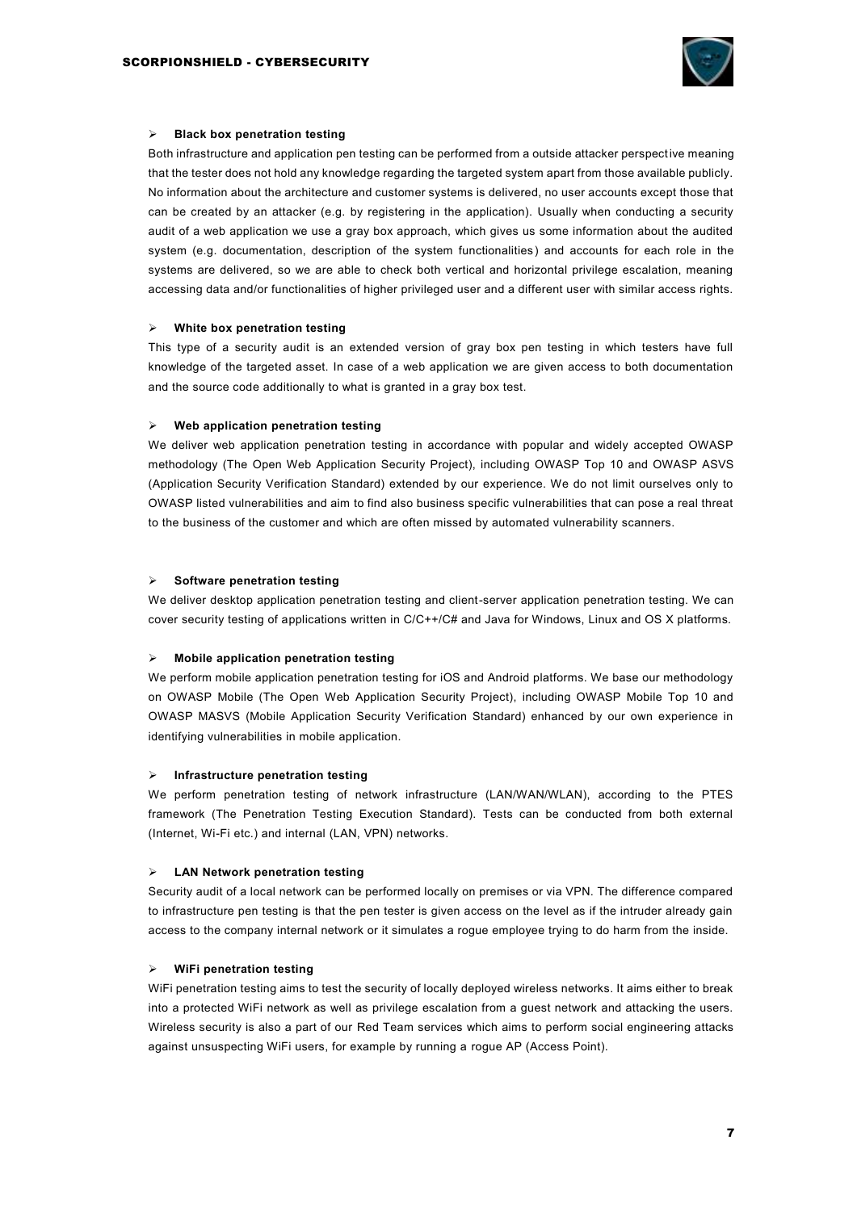- **Black box penetration testing**

Both infrastructure and application pen testing can be performed from a outside attacker perspective meaning that the tester does not hold any knowledge regarding the targeted system apart from those available publicly. No information about the architecture and customer systems is delivered, no user accounts except those that can be created by an attacker (e.g. by registering in the application). Usually when conducting a security audit of a web application we use a gray box approach, which gives us some information about the audited system (e.g. documentation, description of the system functionalities) and accounts for each role in the systems are delivered, so we are able to check both vertical and horizontal privilege escalation, meaning accessing data and/or functionalities of higher privileged user and a different user with similar access rights.

- **White box penetration testing**

This type of a security audit is an extended version of gray box pen testing in which testers have full knowledge of the targeted asset. In case of a web application we are given access to both documentation and the source code additionally to what is granted in a gray box test.

- **Web application penetration testing**

We deliver web application penetration testing in accordance with popular and widely accepted OWASP methodology (The Open Web Application Security Project), including OWASP Top 10 and OWASP ASVS (Application Security Verification Standard) extended by our experience. We do not limit ourselves only to OWASP listed vulnerabilities and aim to find also business specific vulnerabilities that can pose a real threat to the business of the customer and which are often missed by automated vulnerability scanners.

- **Software penetration testing**

We deliver desktop application penetration testing and client-server application penetration testing. We can cover security testing of applications written in C/C++/C# and Java for Windows, Linux and OS X platforms.

- **Mobile application penetration testing**

We perform mobile application penetration testing for iOS and Android platforms. We base our methodology on OWASP Mobile (The Open Web Application Security Project), including OWASP Mobile Top 10 and OWASP MASVS (Mobile Application Security Verification Standard) enhanced by our own experience in identifying vulnerabilities in mobile application.

- **Infrastructure penetration testing**

We perform penetration testing of network infrastructure (LAN/WAN/WLAN), according to the PTES framework (The Penetration Testing Execution Standard). Tests can be conducted from both external (Internet, Wi-Fi etc.) and internal (LAN, VPN) networks.

- **LAN Network penetration testing**

Security audit of a local network can be performed locally on premises or via VPN. The difference compared to infrastructure pen testing is that the pen tester is given access on the level as if the intruder already gain access to the company internal network or it simulates a rogue employee trying to do harm from the inside.

- **WiFi penetration testing**

WiFi penetration testing aims to test the security of locally deployed wireless networks. It aims either to break into a protected WiFi network as well as privilege escalation from a guest network and attacking the users. Wireless security is also a part of our Red Team services which aims to perform social engineering attacks against unsuspecting WiFi users, for example by running a rogue AP (Access Point).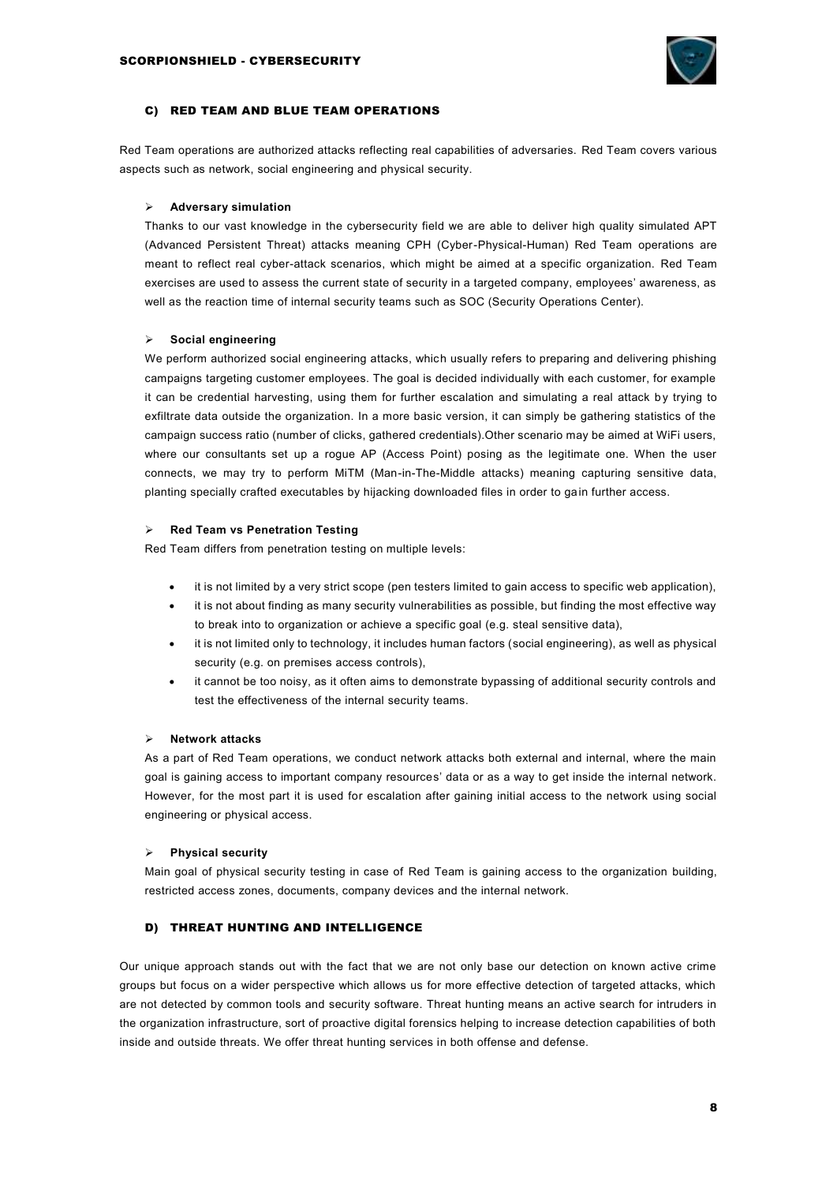## C) RED TEAM AND BLUE TEAM OPERATIONS

Red Team operations are authorized attacks reflecting real capabilities of adversaries. Red Team covers various aspects such as network, social engineering and physical security.

### Adversary simulation

Thanks to our vast knowledge in the cybersecurity field we are able to deliver high quality simulated APT (Advanced Persistent Threat) attacks meaning CPH (Cyber-Physical-Human) Red Team operations are meant to reflect real cyber-attack scenarios, which might be aimed at a specific organization. Red Team exercises are used to assess the current state of security in a targeted company, employees' awareness, as well as the reaction time of internal security teams such as SOC (Security Operations Center).

### Social engineering

We perform authorized social engineering attacks, which usually refers to preparing and delivering phishing campaigns targeting customer employees. The goal is decided individually with each customer, for example it can be credential harvesting, using them for further escalation and simulating a real attack by trying to exfiltrate data outside the organization. In a more basic version, it can simply be gathering statistics of the campaign success ratio (number of clicks, gathered credentials).Other scenario may be aimed at WiFi users, where our consultants set up a rogue AP (Access Point) posing as the legitimate one. When the user connects, we may try to perform MiTM (Man-in-The-Middle attacks) meaning capturing sensitive data, planting specially crafted executables by hijacking downloaded files in order to gain further access.

### Red Team vs Penetration Testing

Red Team differs from penetration testing on multiple levels:

- it is not limited by a very strict scope (pen testers limited to gain access to specific web application),
- it is not about finding as many security vulnerabilities as possible, but finding the most effective way to break into to organization or achieve a specific goal (e.g. steal sensitive data),
- it is not limited only to technology, it includes human factors (social engineering), as well as physical security (e.g. on premises access controls),
- it cannot be too noisy, as it often aims to demonstrate bypassing of additional security controls and test the effectiveness of the internal security teams.

### Network attacks

As a part of Red Team operations, we conduct network attacks both external and internal, where the main goal is gaining access to important company resources' data or as a way to get inside the internal network. However, for the most part it is used for escalation after gaining initial access to the network using social engineering or physical access.

### Physical security

Main goal of physical security testing in case of Red Team is gaining access to the organization building, restricted access zones, documents, company devices and the internal network.

## D) THREAT HUNTING AND INTELLIGENCE

Our unique approach stands out with the fact that we are not only base our detection on known active crime groups but focus on a wider perspective which allows us for more effective detection of targeted attacks, which are not detected by common tools and security software. Threat hunting means an active search for intruders in the organization infrastructure, sort of proactive digital forensics helping to increase detection capabilities of both inside and outside threats. We offer threat hunting services in both offense and defense.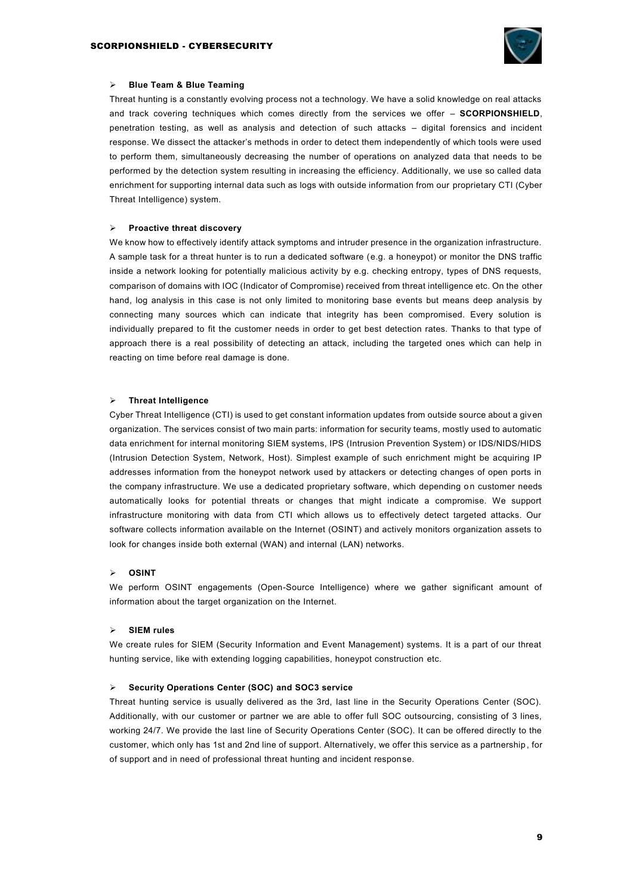- **Blue Team & Blue Teaming**

Threat hunting is a constantly evolving process not a technology. We have a solid knowledge on real attacks and track covering techniques which comes directly from the services we offer – **SCORPIONSHIELD**, penetration testing, as well as analysis and detection of such attacks – digital forensics and incident response. We dissect the attacker's methods in order to detect them independently of which tools were used to perform them, simultaneously decreasing the number of operations on analyzed data that needs to be performed by the detection system resulting in increasing the efficiency. Additionally, we use so called data enrichment for supporting internal data such as logs with outside information from our proprietary CTI (Cyber Threat Intelligence) system.

- **Proactive threat discovery**

We know how to effectively identify attack symptoms and intruder presence in the organization infrastructure. A sample task for a threat hunter is to run a dedicated software (e.g. a honeypot) or monitor the DNS traffic inside a network looking for potentially malicious activity by e.g. checking entropy, types of DNS requests, comparison of domains with IOC (Indicator of Compromise) received from threat intelligence etc. On the other hand, log analysis in this case is not only limited to monitoring base events but means deep analysis by connecting many sources which can indicate that integrity has been compromised. Every solution is individually prepared to fit the customer needs in order to get best detection rates. Thanks to that type of approach there is a real possibility of detecting an attack, including the targeted ones which can help in reacting on time before real damage is done.

- **Threat Intelligence**

Cyber Threat Intelligence (CTI) is used to get constant information updates from outside source about a given organization. The services consist of two main parts: information for security teams, mostly used to automatic data enrichment for internal monitoring SIEM systems, IPS (Intrusion Prevention System) or IDS/NIDS/HIDS (Intrusion Detection System, Network, Host). Simplest example of such enrichment might be acquiring IP addresses information from the honeypot network used by attackers or detecting changes of open ports in the company infrastructure. We use a dedicated proprietary software, which depending on customer needs automatically looks for potential threats or changes that might indicate a compromise. We support infrastructure monitoring with data from CTI which allows us to effectively detect targeted attacks. Our software collects information available on the Internet (OSINT) and actively monitors organization assets to look for changes inside both external (WAN) and internal (LAN) networks.

- **OSINT**

We perform OSINT engagements (Open-Source Intelligence) where we gather significant amount of information about the target organization on the Internet.

- **SIEM rules**

We create rules for SIEM (Security Information and Event Management) systems. It is a part of our threat hunting service, like with extending logging capabilities, honeypot construction etc.

- **Security Operations Center (SOC) and SOC3 service**

Threat hunting service is usually delivered as the 3rd, last line in the Security Operations Center (SOC). Additionally, with our customer or partner we are able to offer full SOC outsourcing, consisting of 3 lines, working 24/7. We provide the last line of Security Operations Center (SOC). It can be offered directly to the customer, which only has 1st and 2nd line of support. Alternatively, we offer this service as a partnership, for of support and in need of professional threat hunting and incident response.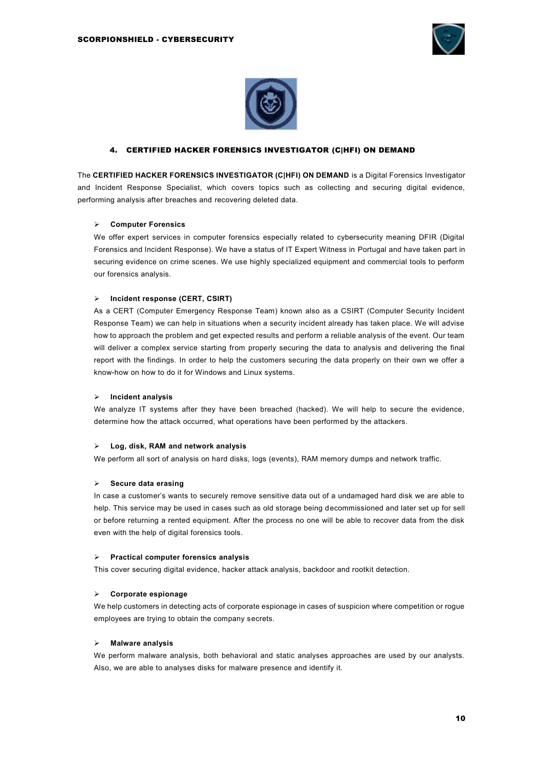## 4. CERTIFIED HACKER FORENSICS INVESTIGATOR (C|HFI) ON DEMAND

The **CERTIFIED HACKER FORENSICS INVESTIGATOR (C|HFI) ON DEMAND** is a Digital Forensics Investigator and Incident Response Specialist, which covers topics such as collecting and securing digital evidence, performing analysis after breaches and recovering deleted data.

- **Computer Forensics**

  We offer expert services in computer forensics especially related to cybersecurity meaning DFIR (Digital Forensics and Incident Response). We have a status of IT Expert Witness in Portugal and have taken part in securing evidence on crime scenes. We use highly specialized equipment and commercial tools to perform our forensics analysis.

- **Incident response (CERT, CSIRT)**

  As a CERT (Computer Emergency Response Team) known also as a CSIRT (Computer Security Incident Response Team) we can help in situations when a security incident already has taken place. We will advise how to approach the problem and get expected results and perform a reliable analysis of the event. Our team will deliver a complex service starting from properly securing the data to analysis and delivering the final report with the findings. In order to help the customers securing the data properly on their own we offer a know-how on how to do it for Windows and Linux systems.

- **Incident analysis**

  We analyze IT systems after they have been breached (hacked). We will help to secure the evidence, determine how the attack occurred, what operations have been performed by the attackers.

- **Log, disk, RAM and network analysis**

  We perform all sort of analysis on hard disks, logs (events), RAM memory dumps and network traffic.

- **Secure data erasing**

  In case a customer's wants to securely remove sensitive data out of a undamaged hard disk we are able to help. This service may be used in cases such as old storage being decommissioned and later set up for sell or before returning a rented equipment. After the process no one will be able to recover data from the disk even with the help of digital forensics tools.

- **Practical computer forensics analysis**

  This cover securing digital evidence, hacker attack analysis, backdoor and rootkit detection.

- **Corporate espionage**

  We help customers in detecting acts of corporate espionage in cases of suspicion where competition or rogue employees are trying to obtain the company secrets.

- **Malware analysis**

  We perform malware analysis, both behavioral and static analyses approaches are used by our analysts. Also, we are able to analyses disks for malware presence and identify it.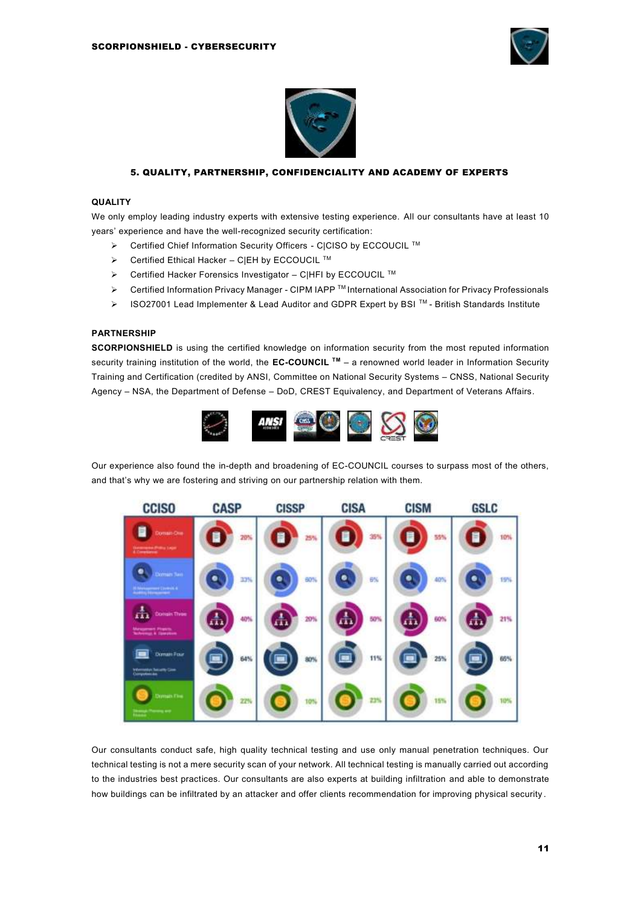## 5. QUALITY, PARTNERSHIP, CONFIDENCIALITY AND ACADEMY OF EXPERTS

### QUALITY

We only employ leading industry experts with extensive testing experience. All our consultants have at least 10 years' experience and have the well-recognized security certification:

- Certified Chief Information Security Officers - C|CISO by ECCOUCIL ™
- Certified Ethical Hacker – C|EH by ECCOUCIL ™
- Certified Hacker Forensics Investigator – C|HFI by ECCOUCIL ™
- Certified Information Privacy Manager - CIPM IAPP ™ International Association for Privacy Professionals
- ISO27001 Lead Implementer & Lead Auditor and GDPR Expert by BSI ™ - British Standards Institute

### PARTNERSHIP

**SCORPIONSHIELD** is using the certified knowledge on information security from the most reputed information security training institution of the world, the **EC-COUNCIL ™** – a renowned world leader in Information Security Training and Certification (credited by ANSI, Committee on National Security Systems – CNSS, National Security Agency – NSA, the Department of Defense – DoD, CREST Equivalency, and Department of Veterans Affairs.

Our experience also found the in-depth and broadening of EC-COUNCIL courses to surpass most of the others, and that's why we are fostering and striving on our partnership relation with them.

| CCISO | CASP | CISSP | CISA | CISM | GSLC |
|---|---|---|---|---|---|
| Domain One – Governance (Policy, Legal & Compliance) | 20% | 25% | 35% | 55% | 10% |
| Domain Two – IS Management Controls & Auditing Management | 33% | 60% | 6% | 40% | 19% |
| Domain Three – Management Projects, Technology & Operations | 40% | 20% | 50% | 60% | 21% |
| Domain Four – Information Security Core Competencies | 64% | 80% | 11% | 25% | 65% |
| Domain Five – Strategic Planning and Finance | 22% | 10% | 23% | 15% | 10% |

Our consultants conduct safe, high quality technical testing and use only manual penetration techniques. Our technical testing is not a mere security scan of your network. All technical testing is manually carried out according to the industries best practices. Our consultants are also experts at building infiltration and able to demonstrate how buildings can be infiltrated by an attacker and offer clients recommendation for improving physical security.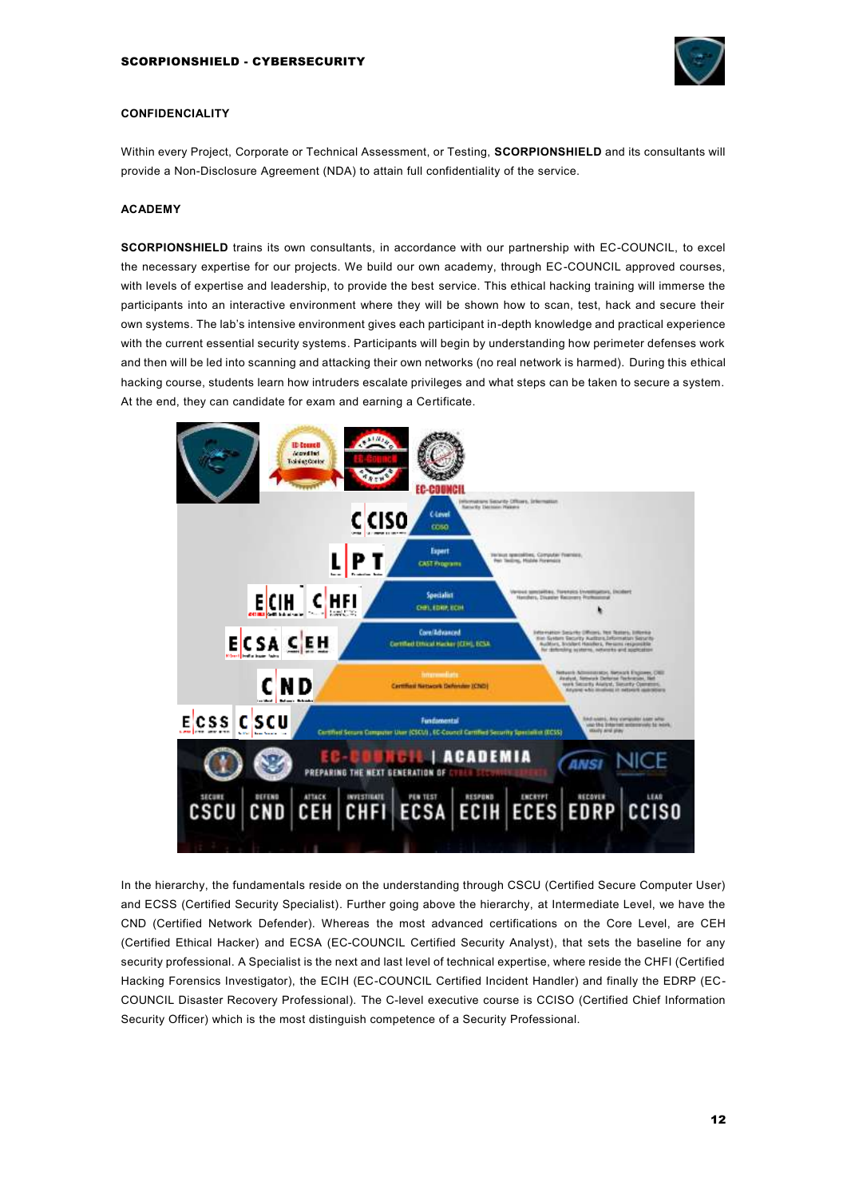## CONFIDENCIALITY

Within every Project, Corporate or Technical Assessment, or Testing, **SCORPIONSHIELD** and its consultants will provide a Non-Disclosure Agreement (NDA) to attain full confidentiality of the service.

## ACADEMY

**SCORPIONSHIELD** trains its own consultants, in accordance with our partnership with EC-COUNCIL, to excel the necessary expertise for our projects. We build our own academy, through EC-COUNCIL approved courses, with levels of expertise and leadership, to provide the best service. This ethical hacking training will immerse the participants into an interactive environment where they will be shown how to scan, test, hack and secure their own systems. The lab's intensive environment gives each participant in-depth knowledge and practical experience with the current essential security systems. Participants will begin by understanding how perimeter defenses work and then will be led into scanning and attacking their own networks (no real network is harmed). During this ethical hacking course, students learn how intruders escalate privileges and what steps can be taken to secure a system. At the end, they can candidate for exam and earning a Certificate.

In the hierarchy, the fundamentals reside on the understanding through CSCU (Certified Secure Computer User) and ECSS (Certified Security Specialist). Further going above the hierarchy, at Intermediate Level, we have the CND (Certified Network Defender). Whereas the most advanced certifications on the Core Level, are CEH (Certified Ethical Hacker) and ECSA (EC-COUNCIL Certified Security Analyst), that sets the baseline for any security professional. A Specialist is the next and last level of technical expertise, where reside the CHFI (Certified Hacking Forensics Investigator), the ECIH (EC-COUNCIL Certified Incident Handler) and finally the EDRP (EC-COUNCIL Disaster Recovery Professional). The C-level executive course is CCISO (Certified Chief Information Security Officer) which is the most distinguish competence of a Security Professional.